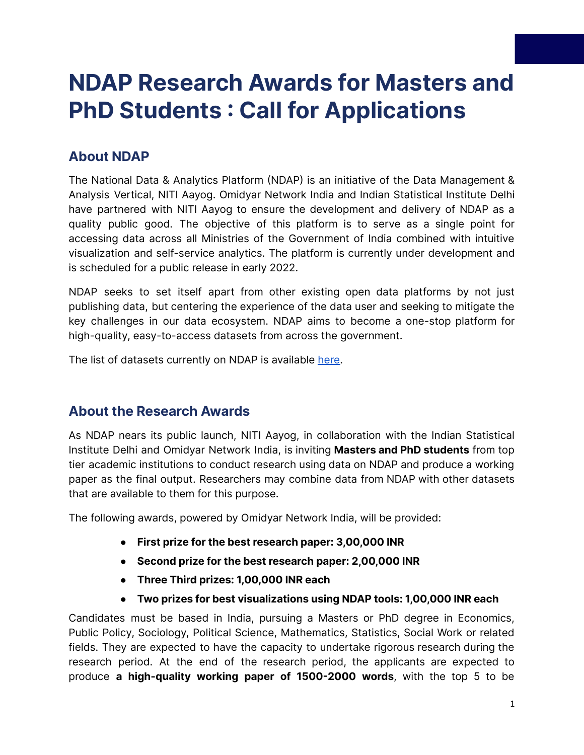# NDAP Research Awards for Masters and PhD Students : Call for Applications

## About NDAP

The National Data & Analytics Platform (NDAP) is an initiative of the Data Management & Analysis Vertical, NITI Aayog. Omidyar Network India and Indian Statistical Institute Delhi have partnered with NITI Aayog to ensure the development and delivery of NDAP as a quality public good. The objective of this platform is to serve as a single point for accessing data across all Ministries of the Government of India combined with intuitive visualization and self-service analytics. The platform is currently under development and is scheduled for a public release in early 2022.

NDAP seeks to set itself apart from other existing open data platforms by not just publishing data, but centering the experience of the data user and seeking to mitigate the key challenges in our data ecosystem. NDAP aims to become a one-stop platform for high-quality, easy-to-access datasets from across the government.

The list of datasets currently on NDAP is available here.

## About the Research Awards

As NDAP nears its public launch, NITI Aayog, in collaboration with the Indian Statistical Institute Delhi and Omidyar Network India, is inviting **Masters and PhD students** from top tier academic institutions to conduct research using data on NDAP and produce a working paper as the final output. Researchers may combine data from NDAP with other datasets that are available to them for this purpose.

The following awards, powered by Omidyar Network India, will be provided:

- **First prize for the best research paper: 3,00,000 INR**
- **Second prize for the best research paper: 2,00,000 INR**
- **Three Third prizes: 1,00,000 INR each**
- **Two prizes for best visualizations using NDAP tools: 1,00,000 INR each**

Candidates must be based in India, pursuing a Masters or PhD degree in Economics, Public Policy, Sociology, Political Science, Mathematics, Statistics, Social Work or related fields. They are expected to have the capacity to undertake rigorous research during the research period. At the end of the research period, the applicants are expected to produce **a high-quality working paper of 1500-2000 words**, with the top 5 to be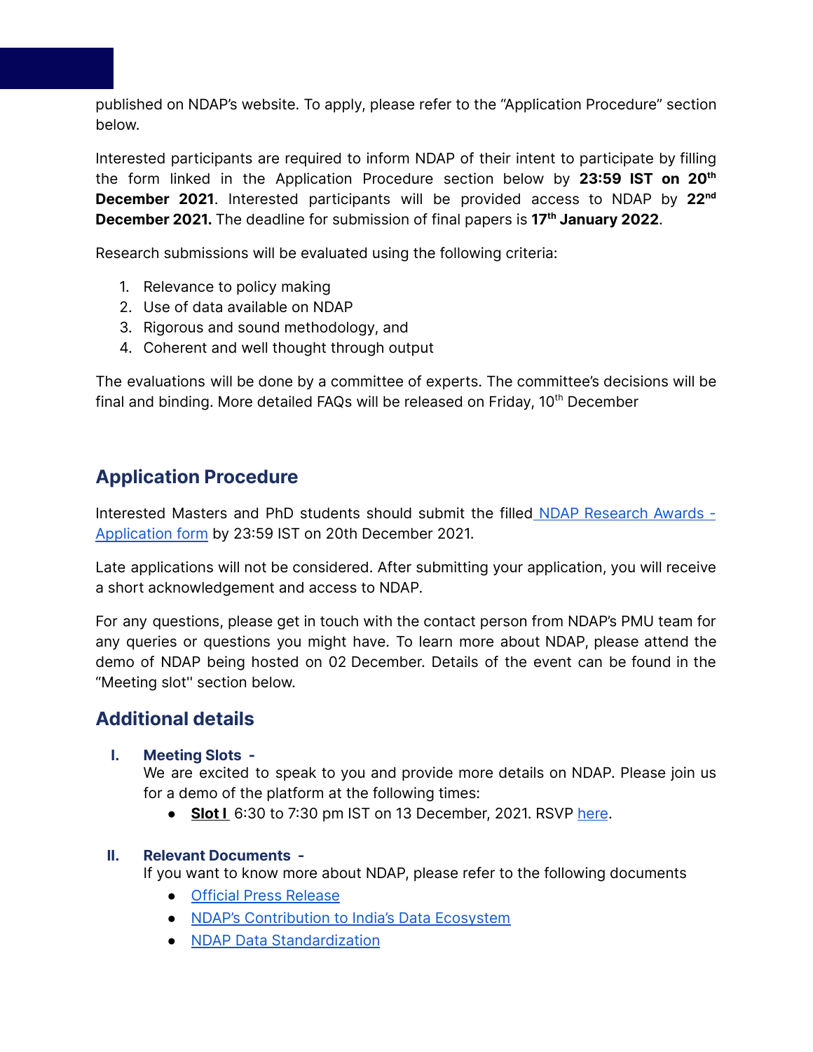published on NDAP's website. To apply, please refer to the "Application Procedure" section below.

Interested participants are required to inform NDAP of their intent to participate by filling the form linked in the Application Procedure section below by **23:59 IST on 20th December 2021**. Interested participants will be provided access to NDAP by **22nd December 2021.** The deadline for submission of final papers is **17th January 2022**.

Research submissions will be evaluated using the following criteria:

1. Relevance to policy making
2. Use of data available on NDAP
3. Rigorous and sound methodology, and
4. Coherent and well thought through output

The evaluations will be done by a committee of experts. The committee's decisions will be final and binding. More detailed FAQs will be released on Friday, 10th December

## Application Procedure

Interested Masters and PhD students should submit the filled NDAP Research Awards - Application form by 23:59 IST on 20th December 2021.

Late applications will not be considered. After submitting your application, you will receive a short acknowledgement and access to NDAP.

For any questions, please get in touch with the contact person from NDAP's PMU team for any queries or questions you might have. To learn more about NDAP, please attend the demo of NDAP being hosted on 02 December. Details of the event can be found in the "Meeting slot'' section below.

## Additional details

**I. Meeting Slots -**

We are excited to speak to you and provide more details on NDAP. Please join us for a demo of the platform at the following times:

- **Slot I** 6:30 to 7:30 pm IST on 13 December, 2021. RSVP here.

**II. Relevant Documents -**

If you want to know more about NDAP, please refer to the following documents

- Official Press Release
- NDAP's Contribution to India's Data Ecosystem
- NDAP Data Standardization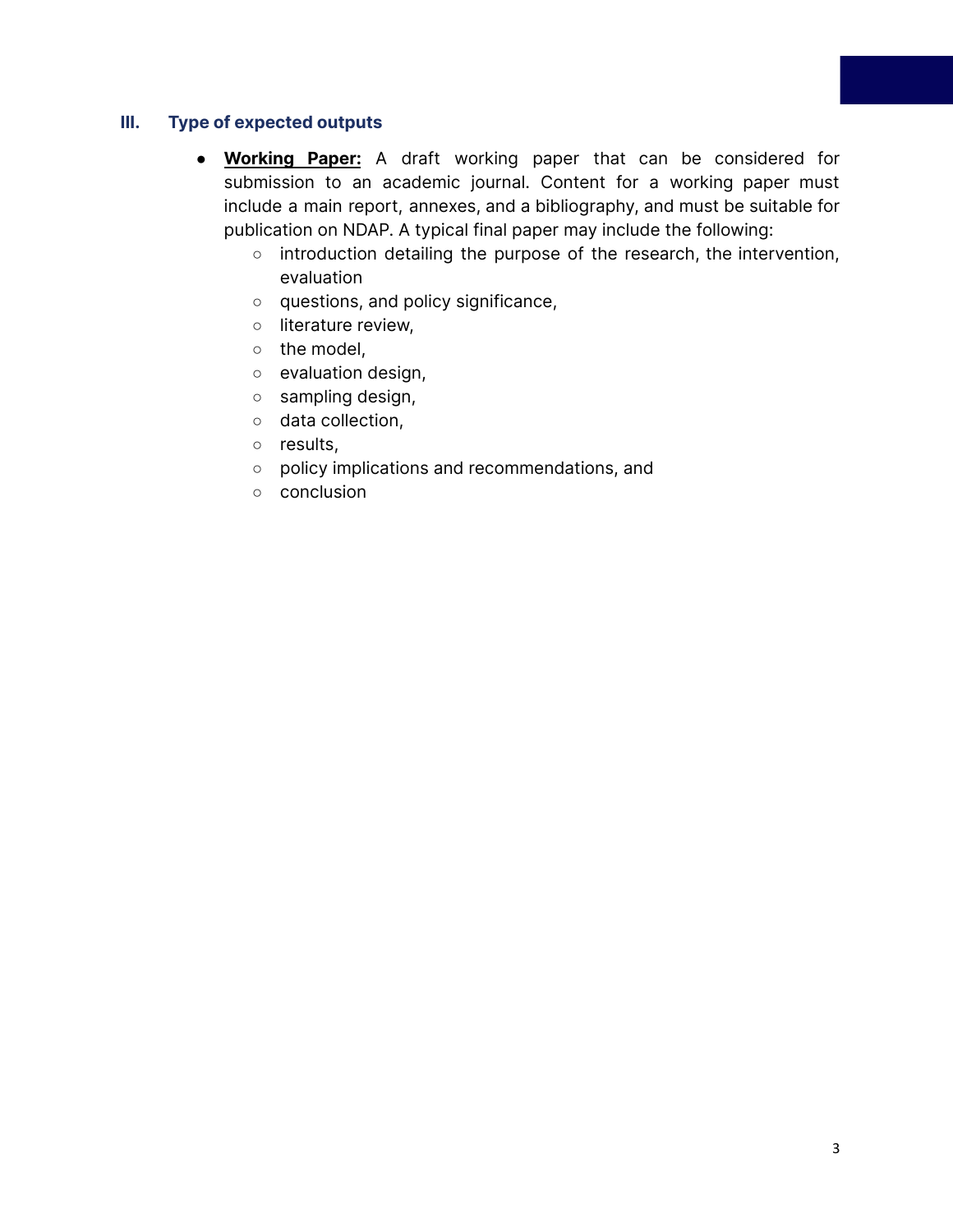## III. Type of expected outputs

- **Working Paper:** A draft working paper that can be considered for submission to an academic journal. Content for a working paper must include a main report, annexes, and a bibliography, and must be suitable for publication on NDAP. A typical final paper may include the following:
  - introduction detailing the purpose of the research, the intervention, evaluation
  - questions, and policy significance,
  - literature review,
  - the model,
  - evaluation design,
  - sampling design,
  - data collection,
  - results,
  - policy implications and recommendations, and
  - conclusion